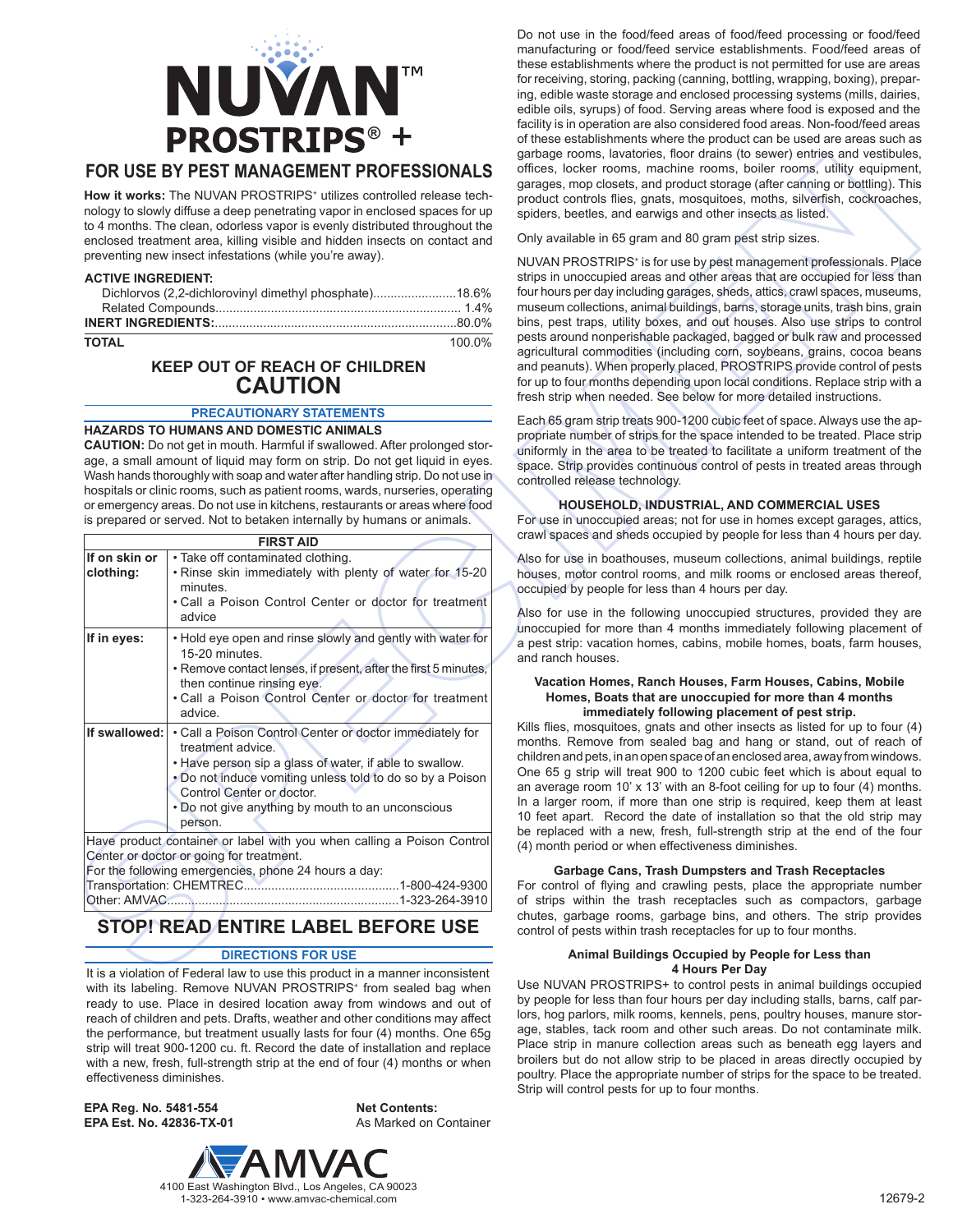# NUVAN™ PROSTRIPS® +

## FOR USE BY PEST MANAGEMENT PROFESSIONALS

**How it works:** The NUVAN PROSTRIPS+ utilizes controlled release technology to slowly diffuse a deep penetrating vapor in enclosed spaces for up to 4 months. The clean, odorless vapor is evenly distributed throughout the enclosed treatment area, killing visible and hidden insects on contact and preventing new insect infestations (while you're away).

**ACTIVE INGREDIENT:**

| | |
|---|---|
| Dichlorvos (2,2-dichlorovinyl dimethyl phosphate) | 18.6% |
| Related Compounds | 1.4% |
| **INERT INGREDIENTS:** | 80.0% |
| **TOTAL** | 100.0% |

### KEEP OUT OF REACH OF CHILDREN
## CAUTION

### PRECAUTIONARY STATEMENTS

**HAZARDS TO HUMANS AND DOMESTIC ANIMALS**

**CAUTION:** Do not get in mouth. Harmful if swallowed. After prolonged storage, a small amount of liquid may form on strip. Do not get liquid in eyes. Wash hands thoroughly with soap and water after handling strip. Do not use in hospitals or clinic rooms, such as patient rooms, wards, nurseries, operating or emergency areas. Do not use in kitchens, restaurants or areas where food is prepared or served. Not to betaken internally by humans or animals.

| FIRST AID | |
|---|---|
| **If on skin or clothing:** | • Take off contaminated clothing.<br>• Rinse skin immediately with plenty of water for 15-20 minutes.<br>• Call a Poison Control Center or doctor for treatment advice |
| **If in eyes:** | • Hold eye open and rinse slowly and gently with water for 15-20 minutes.<br>• Remove contact lenses, if present, after the first 5 minutes, then continue rinsing eye.<br>• Call a Poison Control Center or doctor for treatment advice. |
| **If swallowed:** | • Call a Poison Control Center or doctor immediately for treatment advice.<br>• Have person sip a glass of water, if able to swallow.<br>• Do not induce vomiting unless told to do so by a Poison Control Center or doctor.<br>• Do not give anything by mouth to an unconscious person. |
| Have product container or label with you when calling a Poison Control Center or doctor or going for treatment.<br>For the following emergencies, phone 24 hours a day:<br>Transportation: CHEMTREC....1-800-424-9300<br>Other: AMVAC....1-323-264-3910 | |

## STOP! READ ENTIRE LABEL BEFORE USE

### DIRECTIONS FOR USE

It is a violation of Federal law to use this product in a manner inconsistent with its labeling. Remove NUVAN PROSTRIPS+ from sealed bag when ready to use. Place in desired location away from windows and out of reach of children and pets. Drafts, weather and other conditions may affect the performance, but treatment usually lasts for four (4) months. One 65g strip will treat 900-1200 cu. ft. Record the date of installation and replace with a new, fresh, full-strength strip at the end of four (4) months or when effectiveness diminishes.

**EPA Reg. No. 5481-554**
**EPA Est. No. 42836-TX-01**

**Net Contents:**
As Marked on Container

AMVAC
4100 East Washington Blvd., Los Angeles, CA 90023
1-323-264-3910 • www.amvac-chemical.com

Do not use in the food/feed areas of food/feed processing or food/feed manufacturing or food/feed service establishments. Food/feed areas of these establishments where the product is not permitted for use are areas for receiving, storing, packing (canning, bottling, wrapping, boxing), preparing, edible waste storage and enclosed processing systems (mills, dairies, edible oils, syrups) of food. Serving areas where food is exposed and the facility is in operation are also considered food areas. Non-food/feed areas of these establishments where the product can be used are areas such as garbage rooms, lavatories, floor drains (to sewer) entries and vestibules, offices, locker rooms, machine rooms, boiler rooms, utility equipment, garages, mop closets, and product storage (after canning or bottling). This product controls flies, gnats, mosquitoes, moths, silverfish, cockroaches, spiders, beetles, and earwigs and other insects as listed.

Only available in 65 gram and 80 gram pest strip sizes.

NUVAN PROSTRIPS+ is for use by pest management professionals. Place strips in unoccupied areas and other areas that are occupied for less than four hours per day including garages, sheds, attics, crawl spaces, museums, museum collections, animal buildings, barns, storage units, trash bins, grain bins, pest traps, utility boxes, and out houses. Also use strips to control pests around nonperishable packaged, bagged or bulk raw and processed agricultural commodities (including corn, soybeans, grains, cocoa beans and peanuts). When properly placed, PROSTRIPS provide control of pests for up to four months depending upon local conditions. Replace strip with a fresh strip when needed. See below for more detailed instructions.

Each 65 gram strip treats 900-1200 cubic feet of space. Always use the appropriate number of strips for the space intended to be treated. Place strip uniformly in the area to be treated to facilitate a uniform treatment of the space. Strip provides continuous control of pests in treated areas through controlled release technology.

### HOUSEHOLD, INDUSTRIAL, AND COMMERCIAL USES

For use in unoccupied areas; not for use in homes except garages, attics, crawl spaces and sheds occupied by people for less than 4 hours per day.

Also for use in boathouses, museum collections, animal buildings, reptile houses, motor control rooms, and milk rooms or enclosed areas thereof, occupied by people for less than 4 hours per day.

Also for use in the following unoccupied structures, provided they are unoccupied for more than 4 months immediately following placement of a pest strip: vacation homes, cabins, mobile homes, boats, farm houses, and ranch houses.

#### Vacation Homes, Ranch Houses, Farm Houses, Cabins, Mobile Homes, Boats that are unoccupied for more than 4 months immediately following placement of pest strip.

Kills flies, mosquitoes, gnats and other insects as listed for up to four (4) months. Remove from sealed bag and hang or stand, out of reach of children and pets, in an open space of an enclosed area, away from windows. One 65 g strip will treat 900 to 1200 cubic feet which is about equal to an average room 10' x 13' with an 8-foot ceiling for up to four (4) months. In a larger room, if more than one strip is required, keep them at least 10 feet apart. Record the date of installation so that the old strip may be replaced with a new, fresh, full-strength strip at the end of the four (4) month period or when effectiveness diminishes.

#### Garbage Cans, Trash Dumpsters and Trash Receptacles

For control of flying and crawling pests, place the appropriate number of strips within the trash receptacles such as compactors, garbage chutes, garbage rooms, garbage bins, and others. The strip provides control of pests within trash receptacles for up to four months.

#### Animal Buildings Occupied by People for Less than 4 Hours Per Day

Use NUVAN PROSTRIPS+ to control pests in animal buildings occupied by people for less than four hours per day including stalls, barns, calf parlors, hog parlors, milk rooms, kennels, pens, poultry houses, manure storage, stables, tack room and other such areas. Do not contaminate milk. Place strip in manure collection areas such as beneath egg layers and broilers but do not allow strip to be placed in areas directly occupied by poultry. Place the appropriate number of strips for the space to be treated. Strip will control pests for up to four months.

12679-2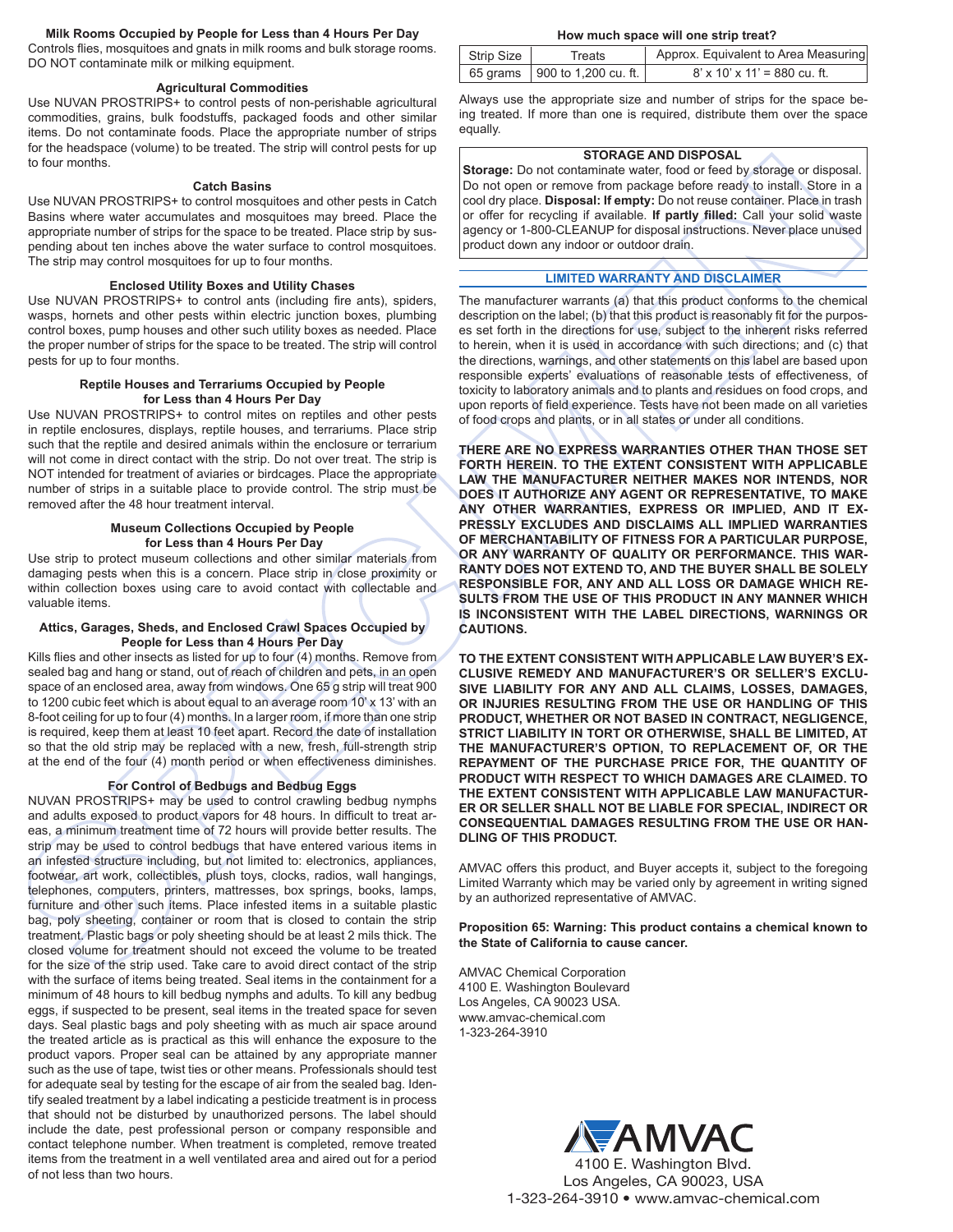### Milk Rooms Occupied by People for Less than 4 Hours Per Day

Controls flies, mosquitoes and gnats in milk rooms and bulk storage rooms. DO NOT contaminate milk or milking equipment.

### Agricultural Commodities

Use NUVAN PROSTRIPS+ to control pests of non-perishable agricultural commodities, grains, bulk foodstuffs, packaged foods and other similar items. Do not contaminate foods. Place the appropriate number of strips for the headspace (volume) to be treated. The strip will control pests for up to four months.

### Catch Basins

Use NUVAN PROSTRIPS+ to control mosquitoes and other pests in Catch Basins where water accumulates and mosquitoes may breed. Place the appropriate number of strips for the space to be treated. Place strip by suspending about ten inches above the water surface to control mosquitoes. The strip may control mosquitoes for up to four months.

### Enclosed Utility Boxes and Utility Chases

Use NUVAN PROSTRIPS+ to control ants (including fire ants), spiders, wasps, hornets and other pests within electric junction boxes, plumbing control boxes, pump houses and other such utility boxes as needed. Place the proper number of strips for the space to be treated. The strip will control pests for up to four months.

### Reptile Houses and Terrariums Occupied by People for Less than 4 Hours Per Day

Use NUVAN PROSTRIPS+ to control mites on reptiles and other pests in reptile enclosures, displays, reptile houses, and terrariums. Place strip such that the reptile and desired animals within the enclosure or terrarium will not come in direct contact with the strip. Do not over treat. The strip is NOT intended for treatment of aviaries or birdcages. Place the appropriate number of strips in a suitable place to provide control. The strip must be removed after the 48 hour treatment interval.

### Museum Collections Occupied by People for Less than 4 Hours Per Day

Use strip to protect museum collections and other similar materials from damaging pests when this is a concern. Place strip in close proximity or within collection boxes using care to avoid contact with collectable and valuable items.

### Attics, Garages, Sheds, and Enclosed Crawl Spaces Occupied by People for Less than 4 Hours Per Day

Kills flies and other insects as listed for up to four (4) months. Remove from sealed bag and hang or stand, out of reach of children and pets, in an open space of an enclosed area, away from windows. One 65 g strip will treat 900 to 1200 cubic feet which is about equal to an average room 10' x 13' with an 8-foot ceiling for up to four (4) months. In a larger room, if more than one strip is required, keep them at least 10 feet apart. Record the date of installation so that the old strip may be replaced with a new, fresh, full-strength strip at the end of the four (4) month period or when effectiveness diminishes.

### For Control of Bedbugs and Bedbug Eggs

NUVAN PROSTRIPS+ may be used to control crawling bedbug nymphs and adults exposed to product vapors for 48 hours. In difficult to treat areas, a minimum treatment time of 72 hours will provide better results. The strip may be used to control bedbugs that have entered various items in an infested structure including, but not limited to: electronics, appliances, footwear, art work, collectibles, plush toys, clocks, radios, wall hangings, telephones, computers, printers, mattresses, box springs, books, lamps, furniture and other such items. Place infested items in a suitable plastic bag, poly sheeting, container or room that is closed to contain the strip treatment. Plastic bags or poly sheeting should be at least 2 mils thick. The closed volume for treatment should not exceed the volume to be treated for the size of the strip used. Take care to avoid direct contact of the strip with the surface of items being treated. Seal items in the containment for a minimum of 48 hours to kill bedbug nymphs and adults. To kill any bedbug eggs, if suspected to be present, seal items in the treated space for seven days. Seal plastic bags and poly sheeting with as much air space around the treated article as is practical as this will enhance the exposure to the product vapors. Proper seal can be attained by any appropriate manner such as the use of tape, twist ties or other means. Professionals should test for adequate seal by testing for the escape of air from the sealed bag. Identify sealed treatment by a label indicating a pesticide treatment is in process that should not be disturbed by unauthorized persons. The label should include the date, pest professional person or company responsible and contact telephone number. When treatment is completed, remove treated items from the treatment in a well ventilated area and aired out for a period of not less than two hours.

**How much space will one strip treat?**

| Strip Size | Treats | Approx. Equivalent to Area Measuring |
|---|---|---|
| 65 grams | 900 to 1,200 cu. ft. | 8' x 10' x 11' = 880 cu. ft. |

Always use the appropriate size and number of strips for the space being treated. If more than one is required, distribute them over the space equally.

### STORAGE AND DISPOSAL

**Storage:** Do not contaminate water, food or feed by storage or disposal. Do not open or remove from package before ready to install. Store in a cool dry place. **Disposal: If empty:** Do not reuse container. Place in trash or offer for recycling if available. **If partly filled:** Call your solid waste agency or 1-800-CLEANUP for disposal instructions. Never place unused product down any indoor or outdoor drain.

### LIMITED WARRANTY AND DISCLAIMER

The manufacturer warrants (a) that this product conforms to the chemical description on the label; (b) that this product is reasonably fit for the purposes set forth in the directions for use, subject to the inherent risks referred to herein, when it is used in accordance with such directions; and (c) that the directions, warnings, and other statements on this label are based upon responsible experts' evaluations of reasonable tests of effectiveness, of toxicity to laboratory animals and to plants and residues on food crops, and upon reports of field experience. Tests have not been made on all varieties of food crops and plants, or in all states or under all conditions.

**THERE ARE NO EXPRESS WARRANTIES OTHER THAN THOSE SET FORTH HEREIN. TO THE EXTENT CONSISTENT WITH APPLICABLE LAW THE MANUFACTURER NEITHER MAKES NOR INTENDS, NOR DOES IT AUTHORIZE ANY AGENT OR REPRESENTATIVE, TO MAKE ANY OTHER WARRANTIES, EXPRESS OR IMPLIED, AND IT EXPRESSLY EXCLUDES AND DISCLAIMS ALL IMPLIED WARRANTIES OF MERCHANTABILITY OF FITNESS FOR A PARTICULAR PURPOSE, OR ANY WARRANTY OF QUALITY OR PERFORMANCE. THIS WARRANTY DOES NOT EXTEND TO, AND THE BUYER SHALL BE SOLELY RESPONSIBLE FOR, ANY AND ALL LOSS OR DAMAGE WHICH RESULTS FROM THE USE OF THIS PRODUCT IN ANY MANNER WHICH IS INCONSISTENT WITH THE LABEL DIRECTIONS, WARNINGS OR CAUTIONS.**

**TO THE EXTENT CONSISTENT WITH APPLICABLE LAW BUYER'S EXCLUSIVE REMEDY AND MANUFACTURER'S OR SELLER'S EXCLUSIVE LIABILITY FOR ANY AND ALL CLAIMS, LOSSES, DAMAGES, OR INJURIES RESULTING FROM THE USE OR HANDLING OF THIS PRODUCT, WHETHER OR NOT BASED IN CONTRACT, NEGLIGENCE, STRICT LIABILITY IN TORT OR OTHERWISE, SHALL BE LIMITED, AT THE MANUFACTURER'S OPTION, TO REPLACEMENT OF, OR THE REPAYMENT OF THE PURCHASE PRICE FOR, THE QUANTITY OF PRODUCT WITH RESPECT TO WHICH DAMAGES ARE CLAIMED. TO THE EXTENT CONSISTENT WITH APPLICABLE LAW MANUFACTURER OR SELLER SHALL NOT BE LIABLE FOR SPECIAL, INDIRECT OR CONSEQUENTIAL DAMAGES RESULTING FROM THE USE OR HANDLING OF THIS PRODUCT.**

AMVAC offers this product, and Buyer accepts it, subject to the foregoing Limited Warranty which may be varied only by agreement in writing signed by an authorized representative of AMVAC.

**Proposition 65: Warning: This product contains a chemical known to the State of California to cause cancer.**

AMVAC Chemical Corporation
4100 E. Washington Boulevard
Los Angeles, CA 90023 USA.
www.amvac-chemical.com
1-323-264-3910

AMVAC
4100 E. Washington Blvd.
Los Angeles, CA 90023, USA
1-323-264-3910 • www.amvac-chemical.com